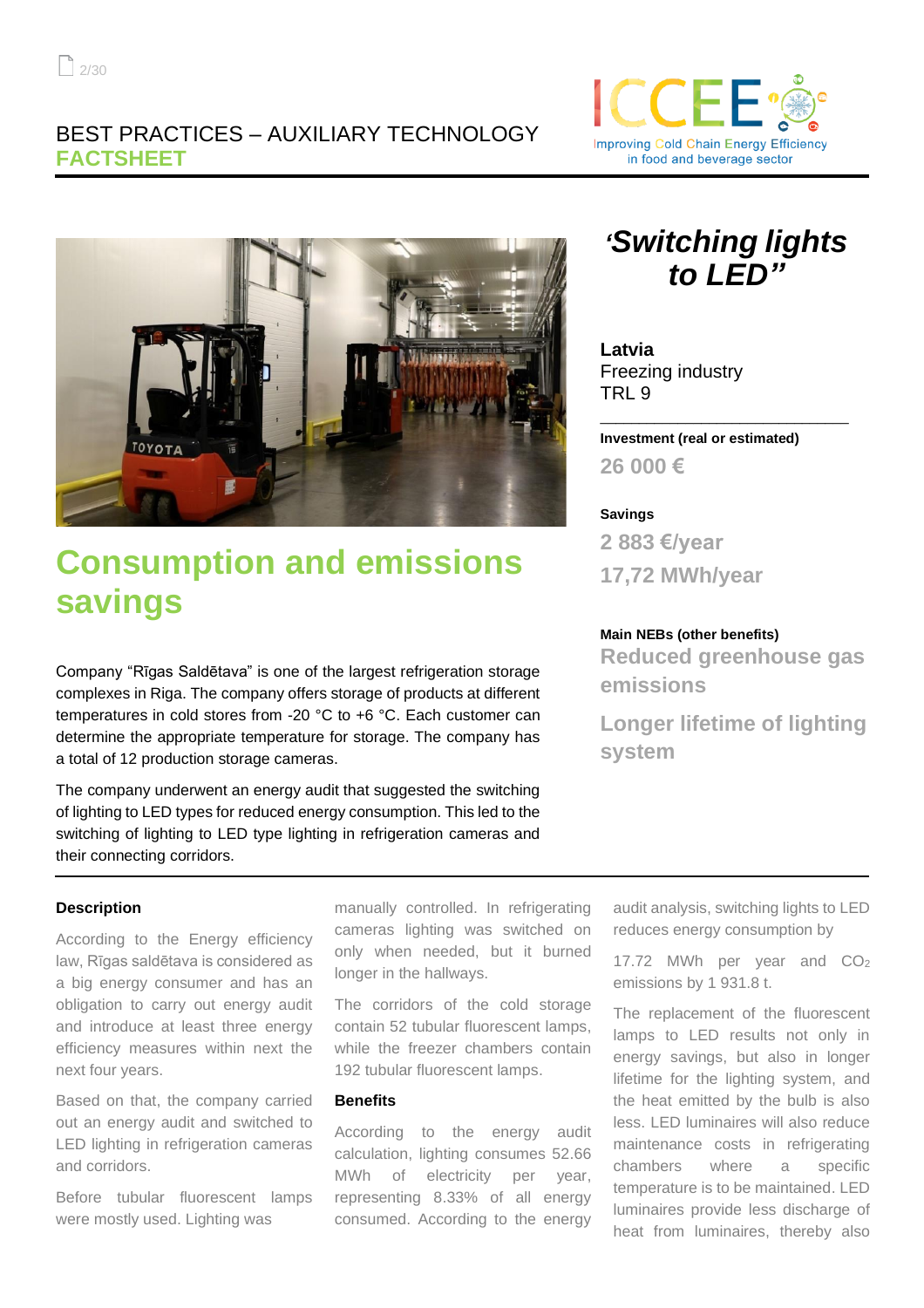BEST PRACTICES – AUXILIARY TECHNOLOGY
**FACTSHEET**

ICCEE
Improving Cold Chain Energy Efficiency in food and beverage sector

# *"Switching lights to LED"*

**Latvia**
Freezing industry
TRL 9

**Investment (real or estimated)**

**26 000 €**

**Savings**

**2 883 €/year**

**17,72 MWh/year**

**Main NEBs (other benefits)**

**Reduced greenhouse gas emissions**

**Longer lifetime of lighting system**

## Consumption and emissions savings

Company "Rīgas Saldētava" is one of the largest refrigeration storage complexes in Riga. The company offers storage of products at different temperatures in cold stores from -20 °C to +6 °C. Each customer can determine the appropriate temperature for storage. The company has a total of 12 production storage cameras.

The company underwent an energy audit that suggested the switching of lighting to LED types for reduced energy consumption. This led to the switching of lighting to LED type lighting in refrigeration cameras and their connecting corridors.

### Description

According to the Energy efficiency law, Rīgas saldētava is considered as a big energy consumer and has an obligation to carry out energy audit and introduce at least three energy efficiency measures within next the next four years.

Based on that, the company carried out an energy audit and switched to LED lighting in refrigeration cameras and corridors.

Before tubular fluorescent lamps were mostly used. Lighting was manually controlled. In refrigerating cameras lighting was switched on only when needed, but it burned longer in the hallways.

The corridors of the cold storage contain 52 tubular fluorescent lamps, while the freezer chambers contain 192 tubular fluorescent lamps.

### Benefits

According to the energy audit calculation, lighting consumes 52.66 MWh of electricity per year, representing 8.33% of all energy consumed. According to the energy audit analysis, switching lights to LED reduces energy consumption by

17.72 MWh per year and $CO_2$ emissions by 1 931.8 t.

The replacement of the fluorescent lamps to LED results not only in energy savings, but also in longer lifetime for the lighting system, and the heat emitted by the bulb is also less. LED luminaires will also reduce maintenance costs in refrigerating chambers where a specific temperature is to be maintained. LED luminaires provide less discharge of heat from luminaires, thereby also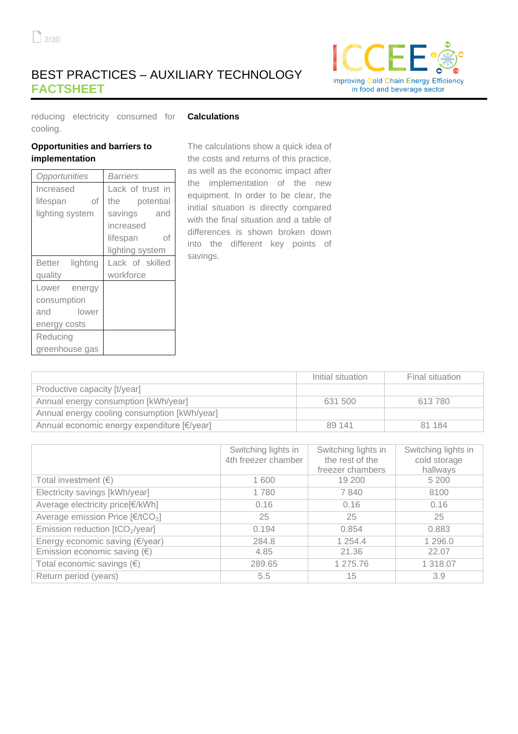reducing electricity consumed for cooling.

**Opportunities and barriers to implementation**

| *Opportunities* | *Barriers* |
|---|---|
| Increased lifespan of lighting system | Lack of trust in the potential savings and increased lifespan of lighting system |
| Better lighting quality | Lack of skilled workforce |
| Lower energy consumption and lower energy costs | |
| Reducing greenhouse gas | |

**Calculations**

The calculations show a quick idea of the costs and returns of this practice, as well as the economic impact after the implementation of the new equipment. In order to be clear, the initial situation is directly compared with the final situation and a table of differences is shown broken down into the different key points of savings.

| | Initial situation | Final situation |
|---|---|---|
| Productive capacity [t/year] | | |
| Annual energy consumption [kWh/year] | 631 500 | 613 780 |
| Annual energy cooling consumption [kWh/year] | | |
| Annual economic energy expenditure [€/year] | 89 141 | 81 184 |

| | Switching lights in 4th freezer chamber | Switching lights in the rest of the freezer chambers | Switching lights in cold storage hallways |
|---|---|---|---|
| Total investment (€) | 1 600 | 19 200 | 5 200 |
| Electricity savings [kWh/year] | 1 780 | 7 840 | 8100 |
| Average electricity price[€/kWh] | 0.16 | 0.16 | 0.16 |
| Average emission Price [€/t$CO_2$] | 25 | 25 | 25 |
| Emission reduction [t$CO_2$/year] | 0.194 | 0.854 | 0.883 |
| Energy economic saving (€/year) | 284.8 | 1 254.4 | 1 296.0 |
| Emission economic saving (€) | 4.85 | 21.36 | 22.07 |
| Total economic savings (€) | 289.65 | 1 275.76 | 1 318.07 |
| Return period (years) | 5.5 | 15 | 3.9 |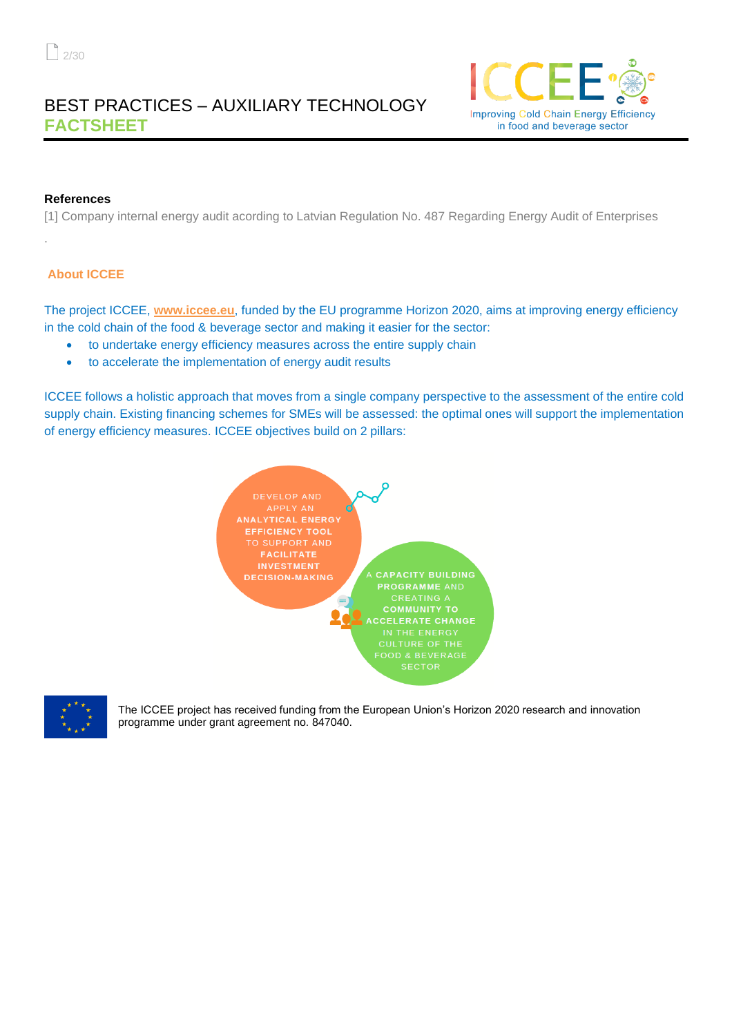# BEST PRACTICES – AUXILIARY TECHNOLOGY FACTSHEET

### References

[1] Company internal energy audit acording to Latvian Regulation No. 487 Regarding Energy Audit of Enterprises

.

### About ICCEE

The project ICCEE, **www.iccee.eu**, funded by the EU programme Horizon 2020, aims at improving energy efficiency in the cold chain of the food & beverage sector and making it easier for the sector:

- to undertake energy efficiency measures across the entire supply chain
- to accelerate the implementation of energy audit results

ICCEE follows a holistic approach that moves from a single company perspective to the assessment of the entire cold supply chain. Existing financing schemes for SMEs will be assessed: the optimal ones will support the implementation of energy efficiency measures. ICCEE objectives build on 2 pillars:

DEVELOP AND APPLY AN **ANALYTICAL ENERGY EFFICIENCY TOOL** TO SUPPORT AND **FACILITATE INVESTMENT DECISION-MAKING**

A **CAPACITY BUILDING PROGRAMME** AND CREATING A **COMMUNITY TO ACCELERATE CHANGE** IN THE ENERGY CULTURE OF THE FOOD & BEVERAGE SECTOR

The ICCEE project has received funding from the European Union's Horizon 2020 research and innovation programme under grant agreement no. 847040.